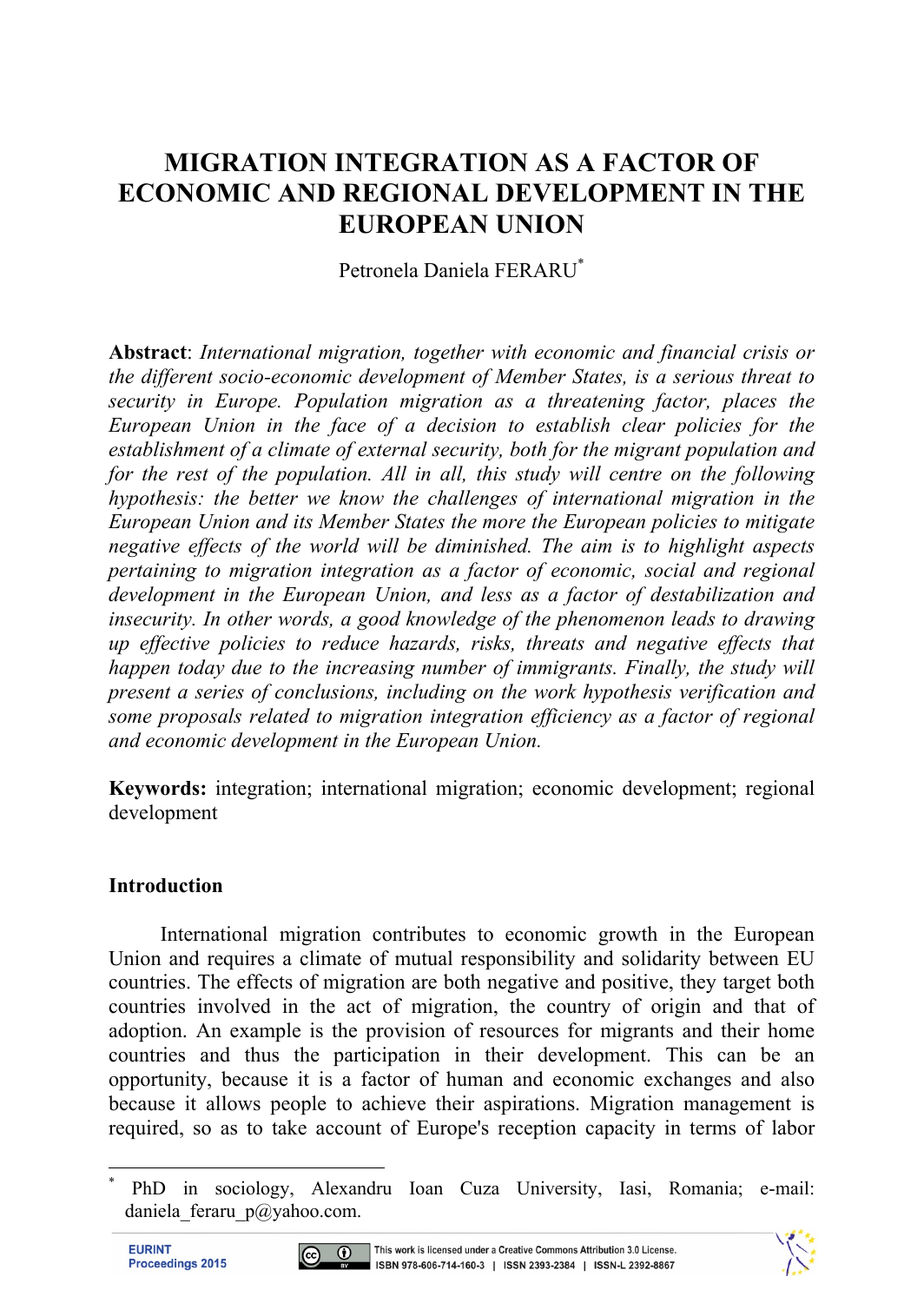// MIGRATION INTEGRATION AS A FACTOR OF ECONOMIC AND REGIONAL DEVELOPMENT IN THE EUROPEAN UNION

Petronela Daniela FERARU[*]

**Abstract**: *International migration, together with economic and financial crisis or the different socio-economic development of Member States, is a serious threat to security in Europe. Population migration as a threatening factor, places the European Union in the face of a decision to establish clear policies for the establishment of a climate of external security, both for the migrant population and for the rest of the population. All in all, this study will centre on the following hypothesis: the better we know the challenges of international migration in the European Union and its Member States the more the European policies to mitigate negative effects of the world will be diminished. The aim is to highlight aspects pertaining to migration integration as a factor of economic, social and regional development in the European Union, and less as a factor of destabilization and insecurity. In other words, a good knowledge of the phenomenon leads to drawing up effective policies to reduce hazards, risks, threats and negative effects that happen today due to the increasing number of immigrants. Finally, the study will present a series of conclusions, including on the work hypothesis verification and some proposals related to migration integration efficiency as a factor of regional and economic development in the European Union.*

**Keywords:** integration; international migration; economic development; regional development

## Introduction

International migration contributes to economic growth in the European Union and requires a climate of mutual responsibility and solidarity between EU countries. The effects of migration are both negative and positive, they target both countries involved in the act of migration, the country of origin and that of adoption. An example is the provision of resources for migrants and their home countries and thus the participation in their development. This can be an opportunity, because it is a factor of human and economic exchanges and also because it allows people to achieve their aspirations. Migration management is required, so as to take account of Europe's reception capacity in terms of labor

[*] PhD in sociology, Alexandru Ioan Cuza University, Iasi, Romania; e-mail: daniela_feraru_p@yahoo.com.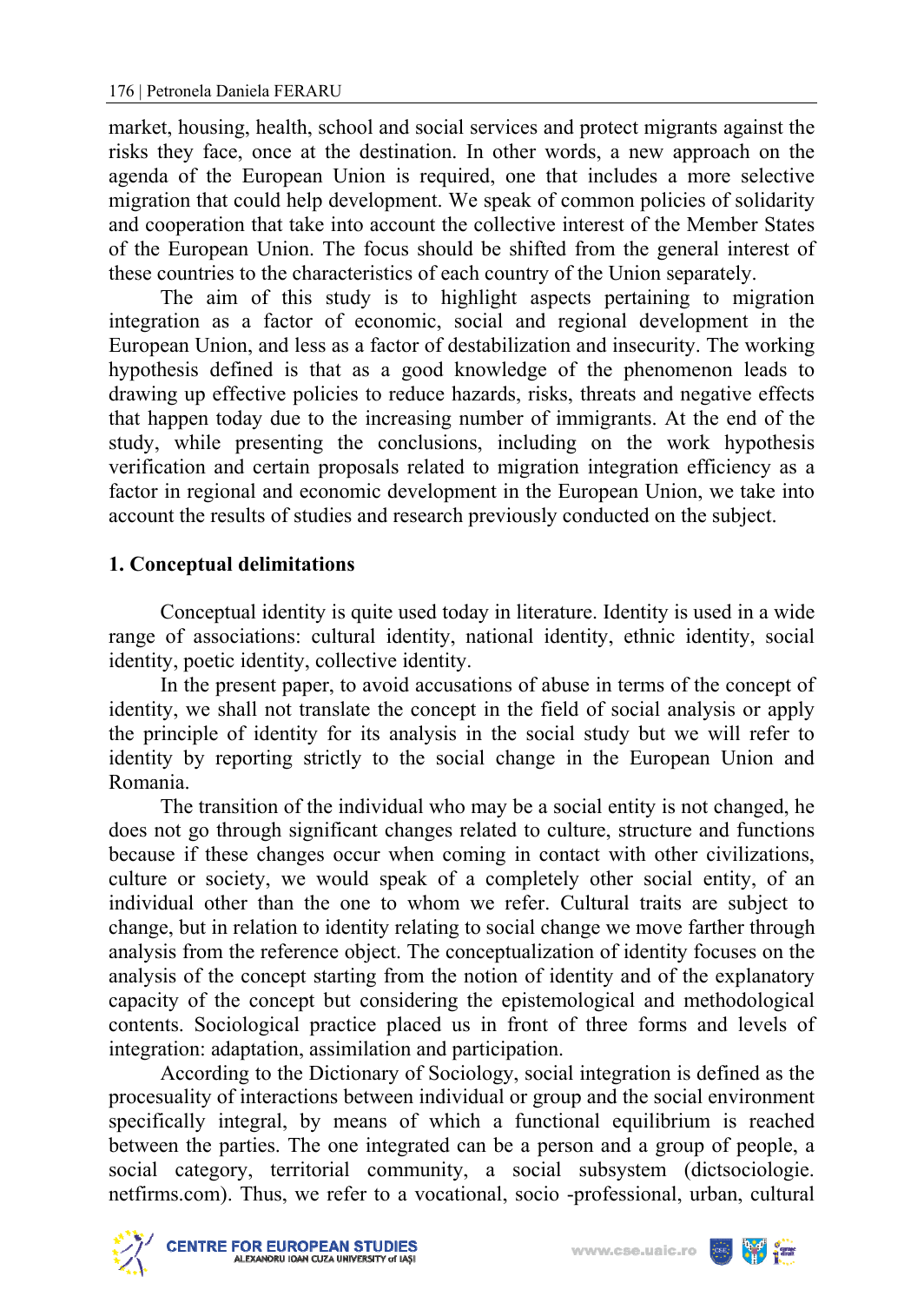market, housing, health, school and social services and protect migrants against the risks they face, once at the destination. In other words, a new approach on the agenda of the European Union is required, one that includes a more selective migration that could help development. We speak of common policies of solidarity and cooperation that take into account the collective interest of the Member States of the European Union. The focus should be shifted from the general interest of these countries to the characteristics of each country of the Union separately.

The aim of this study is to highlight aspects pertaining to migration integration as a factor of economic, social and regional development in the European Union, and less as a factor of destabilization and insecurity. The working hypothesis defined is that as a good knowledge of the phenomenon leads to drawing up effective policies to reduce hazards, risks, threats and negative effects that happen today due to the increasing number of immigrants. At the end of the study, while presenting the conclusions, including on the work hypothesis verification and certain proposals related to migration integration efficiency as a factor in regional and economic development in the European Union, we take into account the results of studies and research previously conducted on the subject.

## 1. Conceptual delimitations

Conceptual identity is quite used today in literature. Identity is used in a wide range of associations: cultural identity, national identity, ethnic identity, social identity, poetic identity, collective identity.

In the present paper, to avoid accusations of abuse in terms of the concept of identity, we shall not translate the concept in the field of social analysis or apply the principle of identity for its analysis in the social study but we will refer to identity by reporting strictly to the social change in the European Union and Romania.

The transition of the individual who may be a social entity is not changed, he does not go through significant changes related to culture, structure and functions because if these changes occur when coming in contact with other civilizations, culture or society, we would speak of a completely other social entity, of an individual other than the one to whom we refer. Cultural traits are subject to change, but in relation to identity relating to social change we move farther through analysis from the reference object. The conceptualization of identity focuses on the analysis of the concept starting from the notion of identity and of the explanatory capacity of the concept but considering the epistemological and methodological contents. Sociological practice placed us in front of three forms and levels of integration: adaptation, assimilation and participation.

According to the Dictionary of Sociology, social integration is defined as the procesuality of interactions between individual or group and the social environment specifically integral, by means of which a functional equilibrium is reached between the parties. The one integrated can be a person and a group of people, a social category, territorial community, a social subsystem (dictsociologie. netfirms.com). Thus, we refer to a vocational, socio -professional, urban, cultural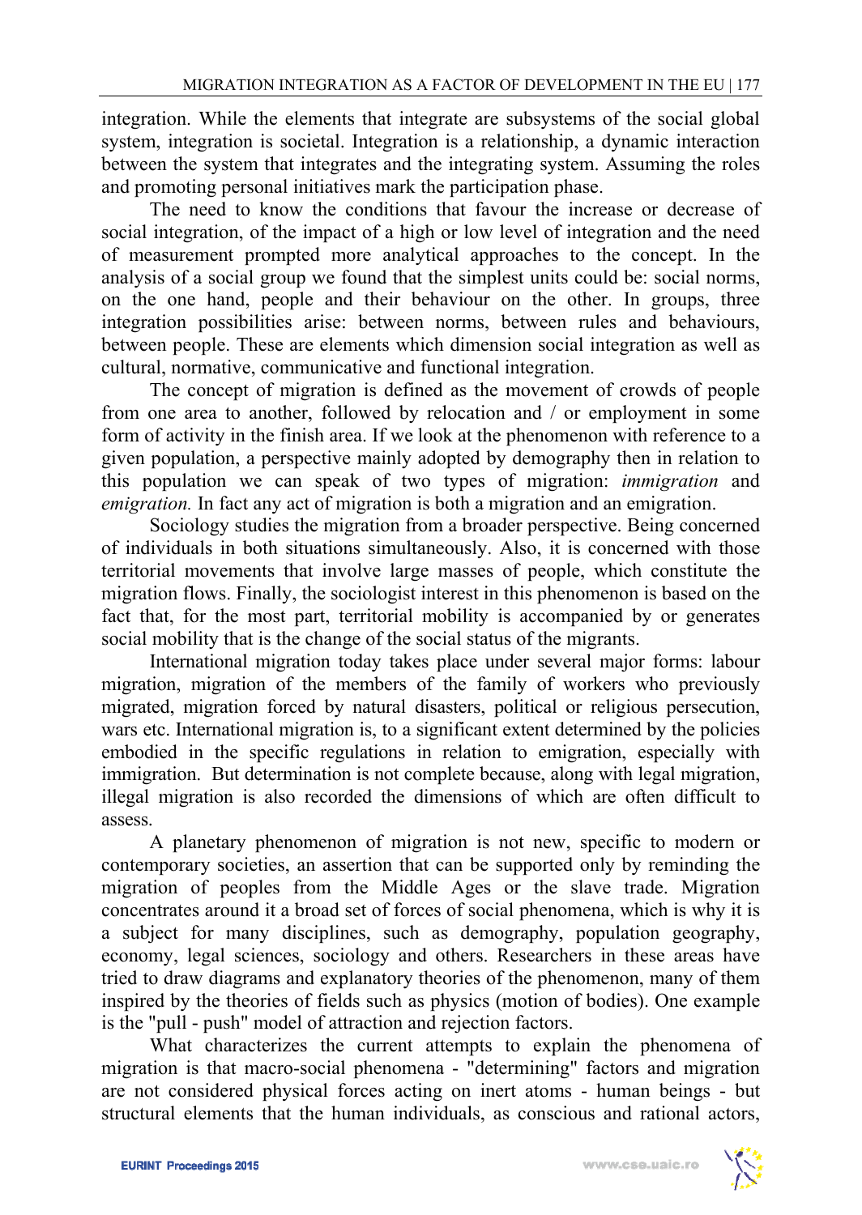integration. While the elements that integrate are subsystems of the social global system, integration is societal. Integration is a relationship, a dynamic interaction between the system that integrates and the integrating system. Assuming the roles and promoting personal initiatives mark the participation phase.

The need to know the conditions that favour the increase or decrease of social integration, of the impact of a high or low level of integration and the need of measurement prompted more analytical approaches to the concept. In the analysis of a social group we found that the simplest units could be: social norms, on the one hand, people and their behaviour on the other. In groups, three integration possibilities arise: between norms, between rules and behaviours, between people. These are elements which dimension social integration as well as cultural, normative, communicative and functional integration.

The concept of migration is defined as the movement of crowds of people from one area to another, followed by relocation and / or employment in some form of activity in the finish area. If we look at the phenomenon with reference to a given population, a perspective mainly adopted by demography then in relation to this population we can speak of two types of migration: *immigration* and *emigration.* In fact any act of migration is both a migration and an emigration.

Sociology studies the migration from a broader perspective. Being concerned of individuals in both situations simultaneously. Also, it is concerned with those territorial movements that involve large masses of people, which constitute the migration flows. Finally, the sociologist interest in this phenomenon is based on the fact that, for the most part, territorial mobility is accompanied by or generates social mobility that is the change of the social status of the migrants.

International migration today takes place under several major forms: labour migration, migration of the members of the family of workers who previously migrated, migration forced by natural disasters, political or religious persecution, wars etc. International migration is, to a significant extent determined by the policies embodied in the specific regulations in relation to emigration, especially with immigration. But determination is not complete because, along with legal migration, illegal migration is also recorded the dimensions of which are often difficult to assess.

A planetary phenomenon of migration is not new, specific to modern or contemporary societies, an assertion that can be supported only by reminding the migration of peoples from the Middle Ages or the slave trade. Migration concentrates around it a broad set of forces of social phenomena, which is why it is a subject for many disciplines, such as demography, population geography, economy, legal sciences, sociology and others. Researchers in these areas have tried to draw diagrams and explanatory theories of the phenomenon, many of them inspired by the theories of fields such as physics (motion of bodies). One example is the "pull - push" model of attraction and rejection factors.

What characterizes the current attempts to explain the phenomena of migration is that macro-social phenomena - "determining" factors and migration are not considered physical forces acting on inert atoms - human beings - but structural elements that the human individuals, as conscious and rational actors,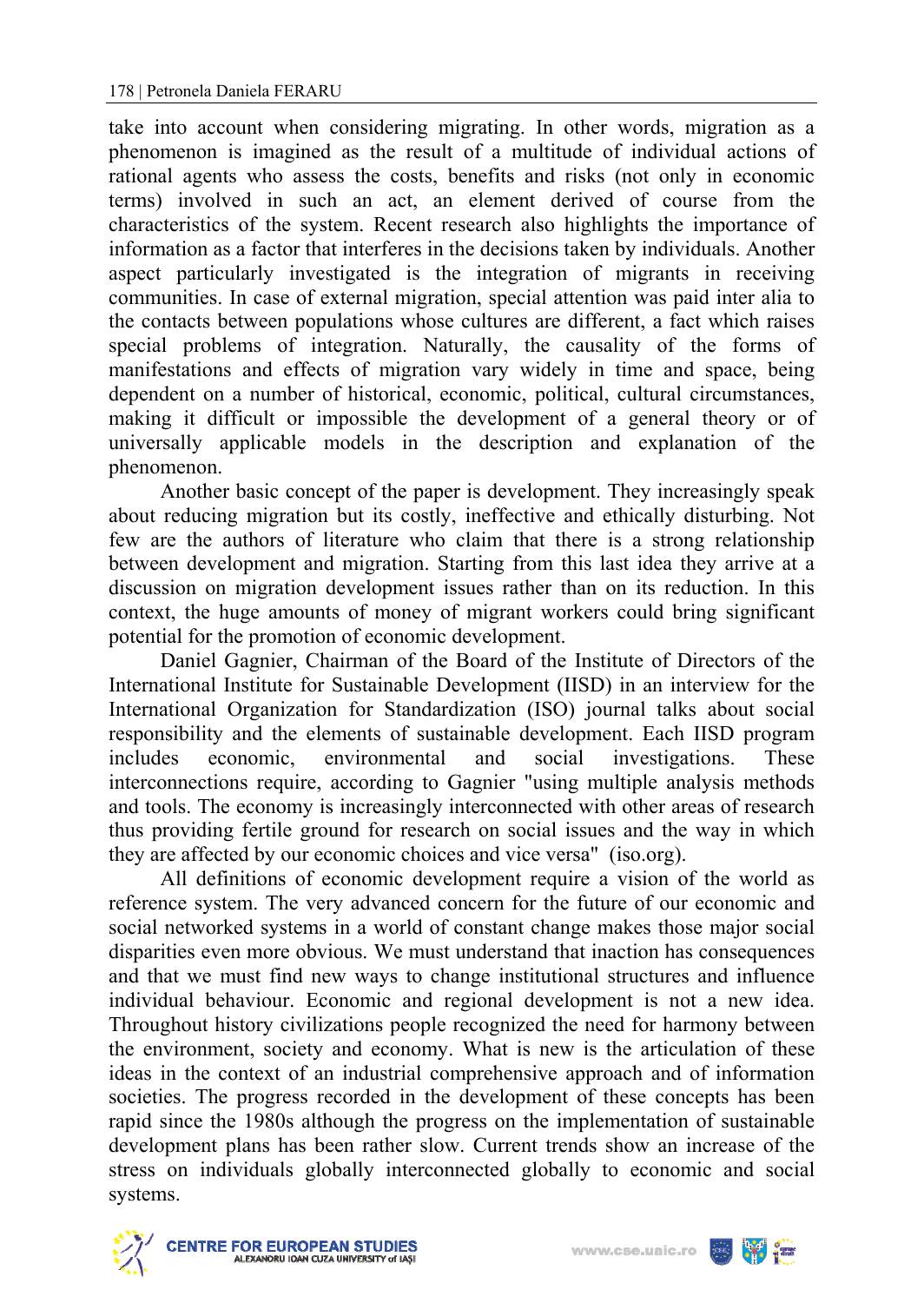take into account when considering migrating. In other words, migration as a phenomenon is imagined as the result of a multitude of individual actions of rational agents who assess the costs, benefits and risks (not only in economic terms) involved in such an act, an element derived of course from the characteristics of the system. Recent research also highlights the importance of information as a factor that interferes in the decisions taken by individuals. Another aspect particularly investigated is the integration of migrants in receiving communities. In case of external migration, special attention was paid inter alia to the contacts between populations whose cultures are different, a fact which raises special problems of integration. Naturally, the causality of the forms of manifestations and effects of migration vary widely in time and space, being dependent on a number of historical, economic, political, cultural circumstances, making it difficult or impossible the development of a general theory or of universally applicable models in the description and explanation of the phenomenon.

Another basic concept of the paper is development. They increasingly speak about reducing migration but its costly, ineffective and ethically disturbing. Not few are the authors of literature who claim that there is a strong relationship between development and migration. Starting from this last idea they arrive at a discussion on migration development issues rather than on its reduction. In this context, the huge amounts of money of migrant workers could bring significant potential for the promotion of economic development.

Daniel Gagnier, Chairman of the Board of the Institute of Directors of the International Institute for Sustainable Development (IISD) in an interview for the International Organization for Standardization (ISO) journal talks about social responsibility and the elements of sustainable development. Each IISD program includes economic, environmental and social investigations. These interconnections require, according to Gagnier "using multiple analysis methods and tools. The economy is increasingly interconnected with other areas of research thus providing fertile ground for research on social issues and the way in which they are affected by our economic choices and vice versa" (iso.org).

All definitions of economic development require a vision of the world as reference system. The very advanced concern for the future of our economic and social networked systems in a world of constant change makes those major social disparities even more obvious. We must understand that inaction has consequences and that we must find new ways to change institutional structures and influence individual behaviour. Economic and regional development is not a new idea. Throughout history civilizations people recognized the need for harmony between the environment, society and economy. What is new is the articulation of these ideas in the context of an industrial comprehensive approach and of information societies. The progress recorded in the development of these concepts has been rapid since the 1980s although the progress on the implementation of sustainable development plans has been rather slow. Current trends show an increase of the stress on individuals globally interconnected globally to economic and social systems.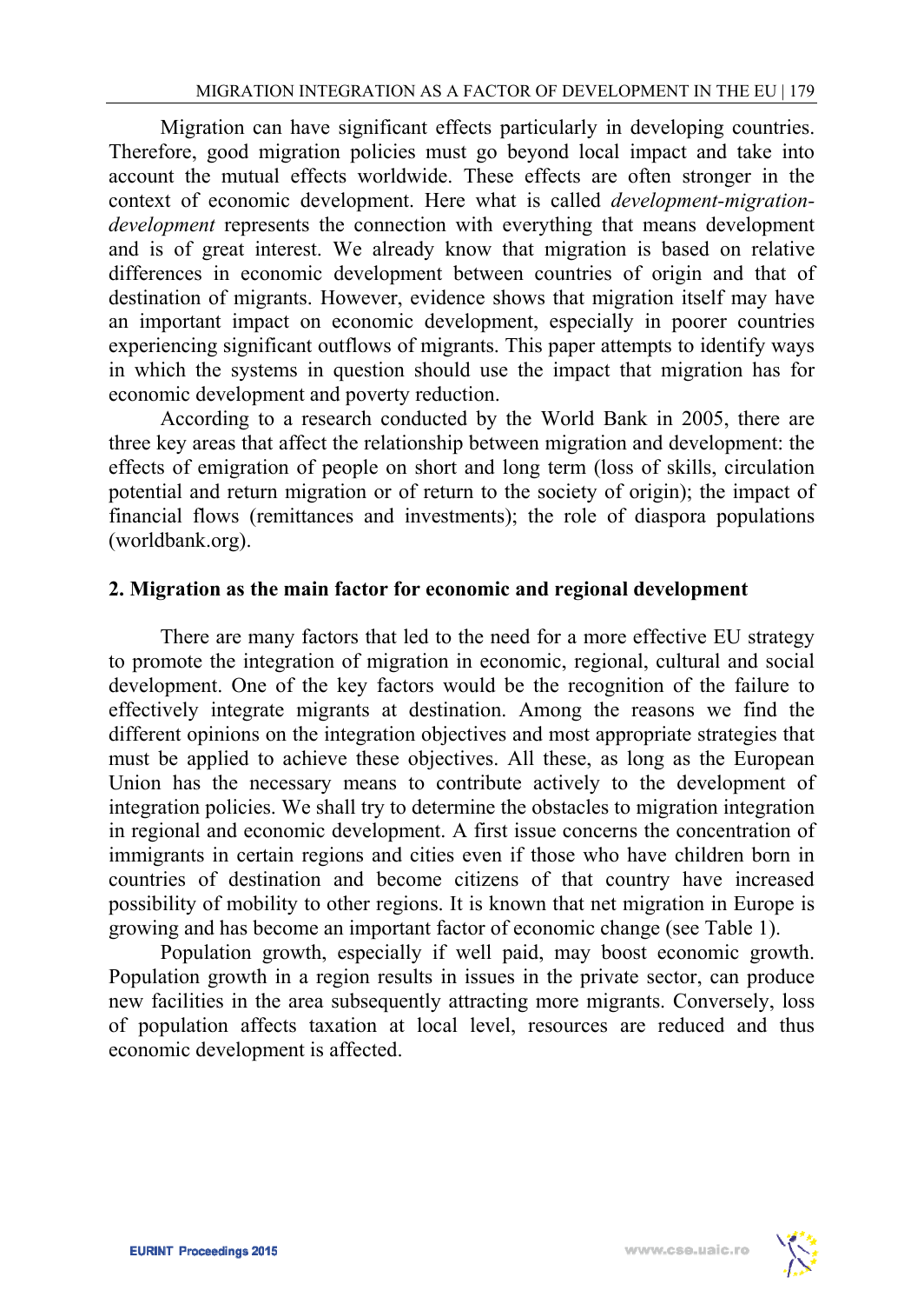Migration can have significant effects particularly in developing countries. Therefore, good migration policies must go beyond local impact and take into account the mutual effects worldwide. These effects are often stronger in the context of economic development. Here what is called *development-migration-development* represents the connection with everything that means development and is of great interest. We already know that migration is based on relative differences in economic development between countries of origin and that of destination of migrants. However, evidence shows that migration itself may have an important impact on economic development, especially in poorer countries experiencing significant outflows of migrants. This paper attempts to identify ways in which the systems in question should use the impact that migration has for economic development and poverty reduction.

According to a research conducted by the World Bank in 2005, there are three key areas that affect the relationship between migration and development: the effects of emigration of people on short and long term (loss of skills, circulation potential and return migration or of return to the society of origin); the impact of financial flows (remittances and investments); the role of diaspora populations (worldbank.org).

## 2. Migration as the main factor for economic and regional development

There are many factors that led to the need for a more effective EU strategy to promote the integration of migration in economic, regional, cultural and social development. One of the key factors would be the recognition of the failure to effectively integrate migrants at destination. Among the reasons we find the different opinions on the integration objectives and most appropriate strategies that must be applied to achieve these objectives. All these, as long as the European Union has the necessary means to contribute actively to the development of integration policies. We shall try to determine the obstacles to migration integration in regional and economic development. A first issue concerns the concentration of immigrants in certain regions and cities even if those who have children born in countries of destination and become citizens of that country have increased possibility of mobility to other regions. It is known that net migration in Europe is growing and has become an important factor of economic change (see Table 1).

Population growth, especially if well paid, may boost economic growth. Population growth in a region results in issues in the private sector, can produce new facilities in the area subsequently attracting more migrants. Conversely, loss of population affects taxation at local level, resources are reduced and thus economic development is affected.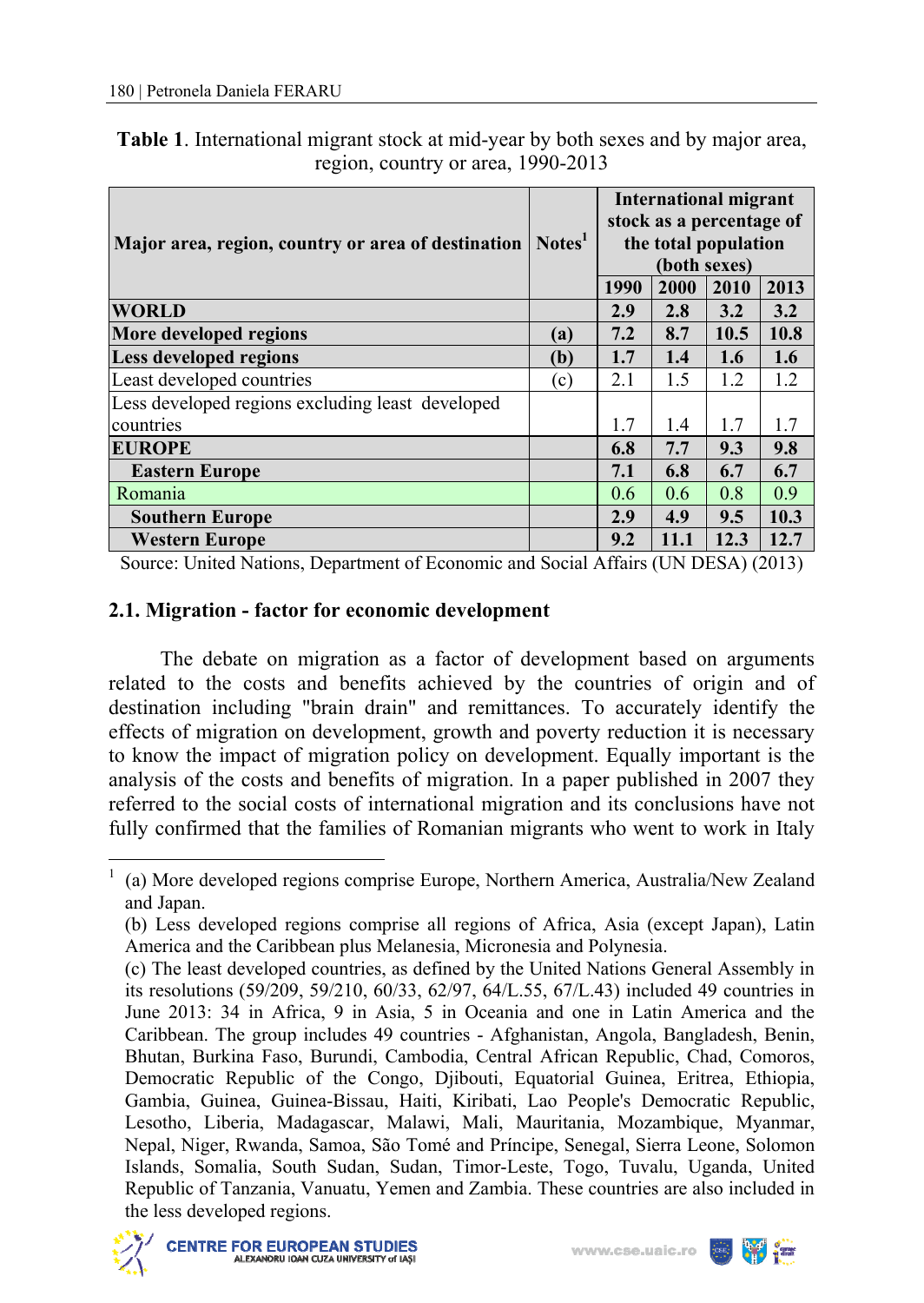**Table 1**. International migrant stock at mid-year by both sexes and by major area, region, country or area, 1990-2013

| Major area, region, country or area of destination | Notes[1] | International migrant stock as a percentage of the total population (both sexes) | | | |
|---|---|---|---|---|---|
| | | 1990 | 2000 | 2010 | 2013 |
| **WORLD** | | **2.9** | **2.8** | **3.2** | **3.2** |
| **More developed regions** | **(a)** | **7.2** | **8.7** | **10.5** | **10.8** |
| **Less developed regions** | **(b)** | **1.7** | **1.4** | **1.6** | **1.6** |
| Least developed countries | (c) | 2.1 | 1.5 | 1.2 | 1.2 |
| Less developed regions excluding least developed countries | | 1.7 | 1.4 | 1.7 | 1.7 |
| **EUROPE** | | **6.8** | **7.7** | **9.3** | **9.8** |
| **Eastern Europe** | | **7.1** | **6.8** | **6.7** | **6.7** |
| Romania | | 0.6 | 0.6 | 0.8 | 0.9 |
| **Southern Europe** | | **2.9** | **4.9** | **9.5** | **10.3** |
| **Western Europe** | | **9.2** | **11.1** | **12.3** | **12.7** |

Source: United Nations, Department of Economic and Social Affairs (UN DESA) (2013)

### 2.1. Migration - factor for economic development

The debate on migration as a factor of development based on arguments related to the costs and benefits achieved by the countries of origin and of destination including "brain drain" and remittances. To accurately identify the effects of migration on development, growth and poverty reduction it is necessary to know the impact of migration policy on development. Equally important is the analysis of the costs and benefits of migration. In a paper published in 2007 they referred to the social costs of international migration and its conclusions have not fully confirmed that the families of Romanian migrants who went to work in Italy

---

[1] (a) More developed regions comprise Europe, Northern America, Australia/New Zealand and Japan.
(b) Less developed regions comprise all regions of Africa, Asia (except Japan), Latin America and the Caribbean plus Melanesia, Micronesia and Polynesia.
(c) The least developed countries, as defined by the United Nations General Assembly in its resolutions (59/209, 59/210, 60/33, 62/97, 64/L.55, 67/L.43) included 49 countries in June 2013: 34 in Africa, 9 in Asia, 5 in Oceania and one in Latin America and the Caribbean. The group includes 49 countries - Afghanistan, Angola, Bangladesh, Benin, Bhutan, Burkina Faso, Burundi, Cambodia, Central African Republic, Chad, Comoros, Democratic Republic of the Congo, Djibouti, Equatorial Guinea, Eritrea, Ethiopia, Gambia, Guinea, Guinea-Bissau, Haiti, Kiribati, Lao People's Democratic Republic, Lesotho, Liberia, Madagascar, Malawi, Mali, Mauritania, Mozambique, Myanmar, Nepal, Niger, Rwanda, Samoa, São Tomé and Príncipe, Senegal, Sierra Leone, Solomon Islands, Somalia, South Sudan, Sudan, Timor-Leste, Togo, Tuvalu, Uganda, United Republic of Tanzania, Vanuatu, Yemen and Zambia. These countries are also included in the less developed regions.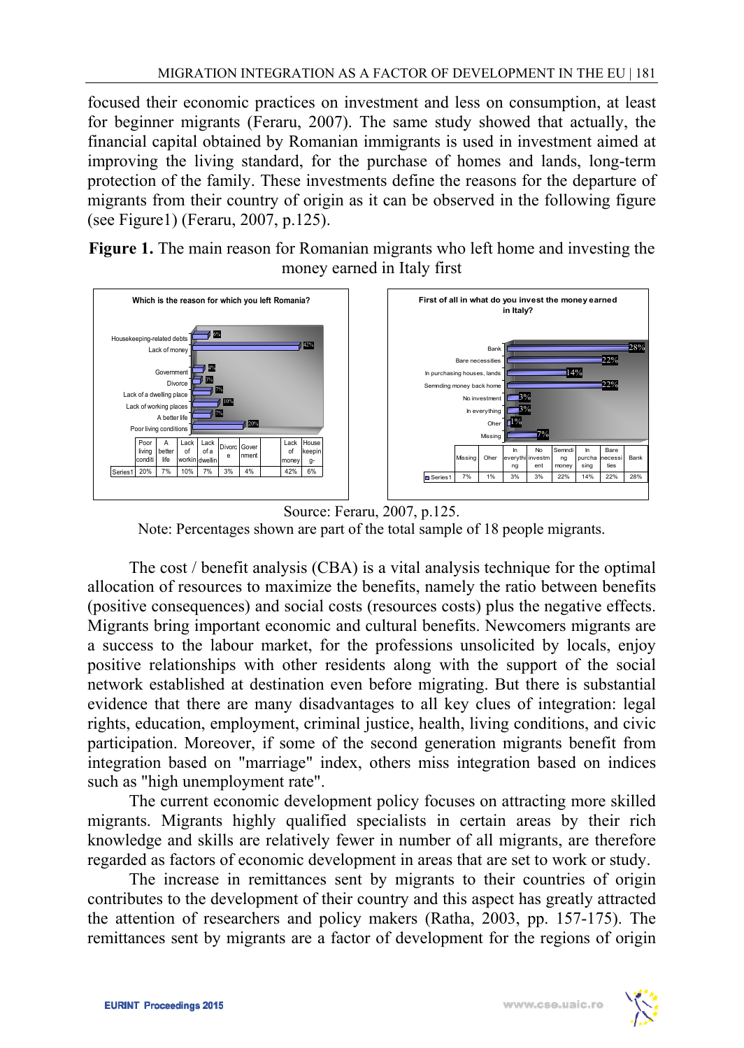focused their economic practices on investment and less on consumption, at least for beginner migrants (Feraru, 2007). The same study showed that actually, the financial capital obtained by Romanian immigrants is used in investment aimed at improving the living standard, for the purchase of homes and lands, long-term protection of the family. These investments define the reasons for the departure of migrants from their country of origin as it can be observed in the following figure (see Figure1) (Feraru, 2007, p.125).

**Figure 1.** The main reason for Romanian migrants who left home and investing the money earned in Italy first

**Which is the reason for which you left Romania?**

| | Poor living conditi | A better life | Lack of workin | Lack of a dwellin | Divorce | Government | | Lack of money | Housekeeping- |
|---|---|---|---|---|---|---|---|---|---|
| Series1 | 20% | 7% | 10% | 7% | 3% | 4% | | 42% | 6% |

**First of all in what do you invest the money earned in Italy?**

| | Missing | Oher | In everything | No investment | Semnding money | In purchasing | Bare necessities | Bank |
|---|---|---|---|---|---|---|---|---|
| Series1 | 7% | 1% | 3% | 3% | 22% | 14% | 22% | 28% |

Source: Feraru, 2007, p.125.

Note: Percentages shown are part of the total sample of 18 people migrants.

The cost / benefit analysis (CBA) is a vital analysis technique for the optimal allocation of resources to maximize the benefits, namely the ratio between benefits (positive consequences) and social costs (resources costs) plus the negative effects. Migrants bring important economic and cultural benefits. Newcomers migrants are a success to the labour market, for the professions unsolicited by locals, enjoy positive relationships with other residents along with the support of the social network established at destination even before migrating. But there is substantial evidence that there are many disadvantages to all key clues of integration: legal rights, education, employment, criminal justice, health, living conditions, and civic participation. Moreover, if some of the second generation migrants benefit from integration based on "marriage" index, others miss integration based on indices such as "high unemployment rate".

The current economic development policy focuses on attracting more skilled migrants. Migrants highly qualified specialists in certain areas by their rich knowledge and skills are relatively fewer in number of all migrants, are therefore regarded as factors of economic development in areas that are set to work or study.

The increase in remittances sent by migrants to their countries of origin contributes to the development of their country and this aspect has greatly attracted the attention of researchers and policy makers (Ratha, 2003, pp. 157-175). The remittances sent by migrants are a factor of development for the regions of origin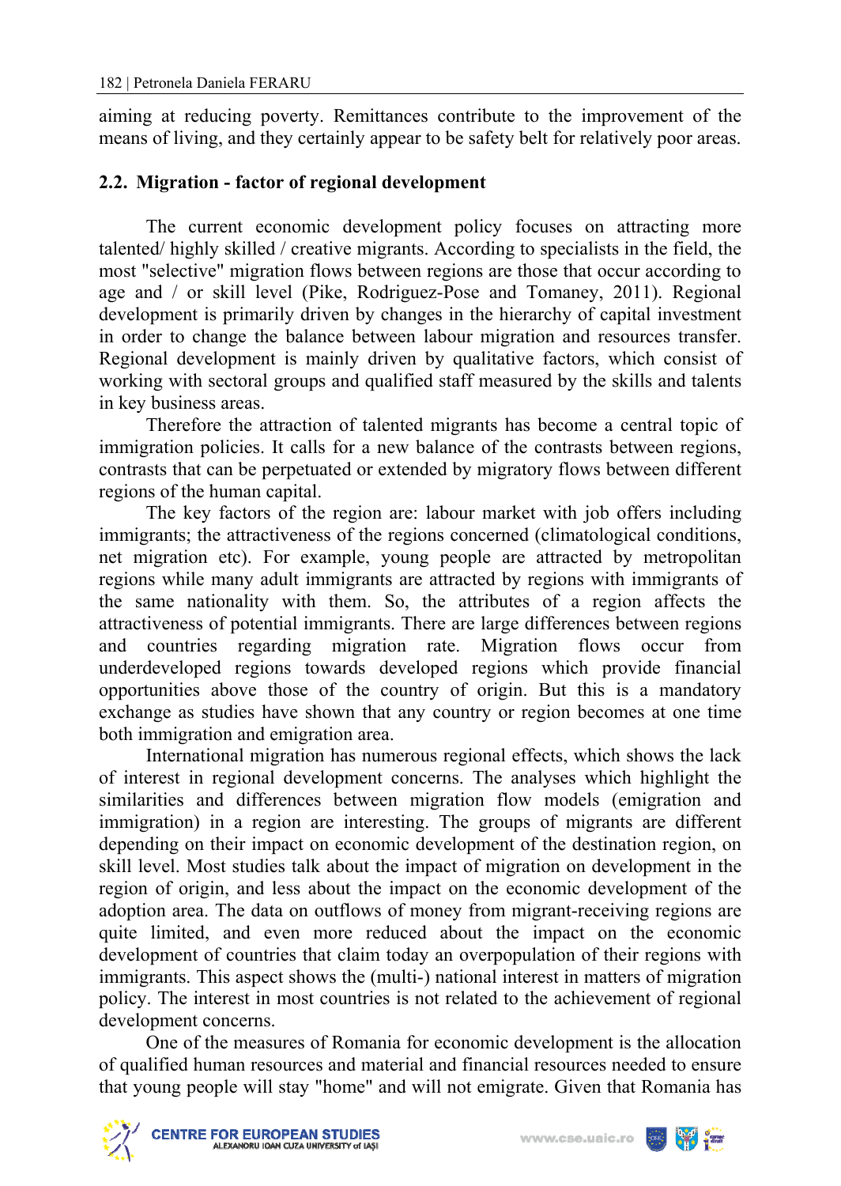aiming at reducing poverty. Remittances contribute to the improvement of the means of living, and they certainly appear to be safety belt for relatively poor areas.

## 2.2. Migration - factor of regional development

The current economic development policy focuses on attracting more talented/ highly skilled / creative migrants. According to specialists in the field, the most "selective" migration flows between regions are those that occur according to age and / or skill level (Pike, Rodriguez-Pose and Tomaney, 2011). Regional development is primarily driven by changes in the hierarchy of capital investment in order to change the balance between labour migration and resources transfer. Regional development is mainly driven by qualitative factors, which consist of working with sectoral groups and qualified staff measured by the skills and talents in key business areas.

Therefore the attraction of talented migrants has become a central topic of immigration policies. It calls for a new balance of the contrasts between regions, contrasts that can be perpetuated or extended by migratory flows between different regions of the human capital.

The key factors of the region are: labour market with job offers including immigrants; the attractiveness of the regions concerned (climatological conditions, net migration etc). For example, young people are attracted by metropolitan regions while many adult immigrants are attracted by regions with immigrants of the same nationality with them. So, the attributes of a region affects the attractiveness of potential immigrants. There are large differences between regions and countries regarding migration rate. Migration flows occur from underdeveloped regions towards developed regions which provide financial opportunities above those of the country of origin. But this is a mandatory exchange as studies have shown that any country or region becomes at one time both immigration and emigration area.

International migration has numerous regional effects, which shows the lack of interest in regional development concerns. The analyses which highlight the similarities and differences between migration flow models (emigration and immigration) in a region are interesting. The groups of migrants are different depending on their impact on economic development of the destination region, on skill level. Most studies talk about the impact of migration on development in the region of origin, and less about the impact on the economic development of the adoption area. The data on outflows of money from migrant-receiving regions are quite limited, and even more reduced about the impact on the economic development of countries that claim today an overpopulation of their regions with immigrants. This aspect shows the (multi-) national interest in matters of migration policy. The interest in most countries is not related to the achievement of regional development concerns.

One of the measures of Romania for economic development is the allocation of qualified human resources and material and financial resources needed to ensure that young people will stay "home" and will not emigrate. Given that Romania has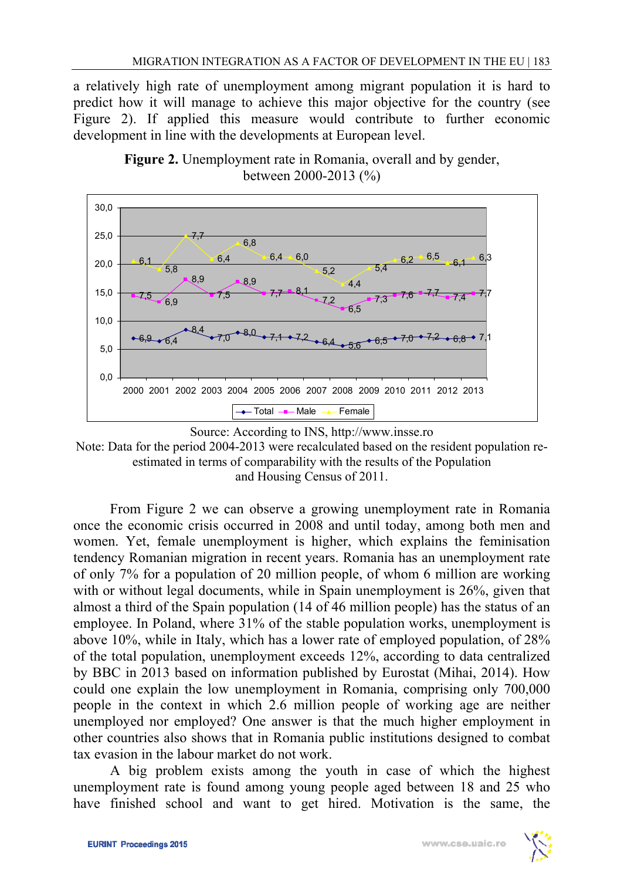a relatively high rate of unemployment among migrant population it is hard to predict how it will manage to achieve this major objective for the country (see Figure 2). If applied this measure would contribute to further economic development in line with the developments at European level.

**Figure 2.** Unemployment rate in Romania, overall and by gender, between 2000-2013 (%)

| Year | Total | Male | Female |
|---|---|---|---|
| 2000 | 6,9 | 7,5 | 6,1 |
| 2001 | 6,4 | 6,9 | 5,8 |
| 2002 | 8,4 | 8,9 | 7,7 |
| 2003 | 7,0 | 7,5 | 6,4 |
| 2004 | 8,0 | 8,9 | 6,8 |
| 2005 | 7,1 | 7,7 | 6,4 |
| 2006 | 7,2 | 8,1 | 6,0 |
| 2007 | 6,4 | 7,2 | 5,2 |
| 2008 | 5,6 | 6,5 | 4,4 |
| 2009 | 6,5 | 7,3 | 5,4 |
| 2010 | 7,0 | 7,6 | 6,2 |
| 2011 | 7,2 | 7,7 | 6,5 |
| 2012 | 6,8 | 7,4 | 6,1 |
| 2013 | 7,1 | 7,7 | 6,3 |

Source: According to INS, http://www.insse.ro
Note: Data for the period 2004-2013 were recalculated based on the resident population re-estimated in terms of comparability with the results of the Population and Housing Census of 2011.

From Figure 2 we can observe a growing unemployment rate in Romania once the economic crisis occurred in 2008 and until today, among both men and women. Yet, female unemployment is higher, which explains the feminisation tendency Romanian migration in recent years. Romania has an unemployment rate of only 7% for a population of 20 million people, of whom 6 million are working with or without legal documents, while in Spain unemployment is 26%, given that almost a third of the Spain population (14 of 46 million people) has the status of an employee. In Poland, where 31% of the stable population works, unemployment is above 10%, while in Italy, which has a lower rate of employed population, of 28% of the total population, unemployment exceeds 12%, according to data centralized by BBC in 2013 based on information published by Eurostat (Mihai, 2014). How could one explain the low unemployment in Romania, comprising only 700,000 people in the context in which 2.6 million people of working age are neither unemployed nor employed? One answer is that the much higher employment in other countries also shows that in Romania public institutions designed to combat tax evasion in the labour market do not work.

A big problem exists among the youth in case of which the highest unemployment rate is found among young people aged between 18 and 25 who have finished school and want to get hired. Motivation is the same, the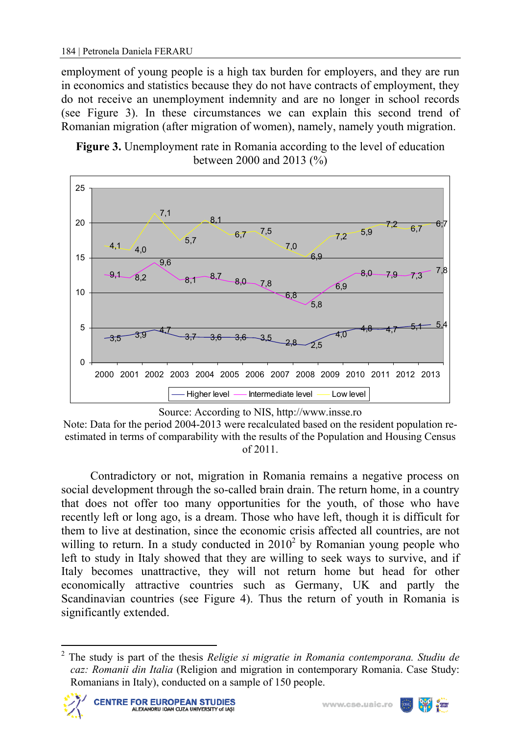employment of young people is a high tax burden for employers, and they are run in economics and statistics because they do not have contracts of employment, they do not receive an unemployment indemnity and are no longer in school records (see Figure 3). In these circumstances we can explain this second trend of Romanian migration (after migration of women), namely, namely youth migration.

**Figure 3.** Unemployment rate in Romania according to the level of education between 2000 and 2013 (%)

| Year | Higher level | Intermediate level | Low level |
|---|---|---|---|
| 2000 | 3,5 | 9,1 | 4,1 |
| 2001 | 3,9 | 8,2 | 4,0 |
| 2002 | 4,7 | 9,6 | 7,1 |
| 2003 | 3,7 | 8,1 | 5,7 |
| 2004 | 3,6 | 8,7 | 8,1 |
| 2005 | 3,6 | 8,0 | 6,7 |
| 2006 | 3,5 | 7,8 | 7,5 |
| 2007 | 2,8 | 6,8 | 7,0 |
| 2008 | 2,5 | 5,8 | 6,9 |
| 2009 | 4,0 | 6,9 | 7,2 |
| 2010 | 4,8 | 8,0 | 5,9 |
| 2011 | 4,7 | 7,9 | 7,2 |
| 2012 | 5,1 | 7,3 | 6,7 |
| 2013 | 5,4 | 7,8 | 6,7 |

Source: According to NIS, http://www.insse.ro

Note: Data for the period 2004-2013 were recalculated based on the resident population re-estimated in terms of comparability with the results of the Population and Housing Census of 2011.

Contradictory or not, migration in Romania remains a negative process on social development through the so-called brain drain. The return home, in a country that does not offer too many opportunities for the youth, of those who have recently left or long ago, is a dream. Those who have left, though it is difficult for them to live at destination, since the economic crisis affected all countries, are not willing to return. In a study conducted in 2010[2] by Romanian young people who left to study in Italy showed that they are willing to seek ways to survive, and if Italy becomes unattractive, they will not return home but head for other economically attractive countries such as Germany, UK and partly the Scandinavian countries (see Figure 4). Thus the return of youth in Romania is significantly extended.

[2] The study is part of the thesis *Religie si migratie in Romania contemporana. Studiu de caz: Romanii din Italia* (Religion and migration in contemporary Romania. Case Study: Romanians in Italy), conducted on a sample of 150 people.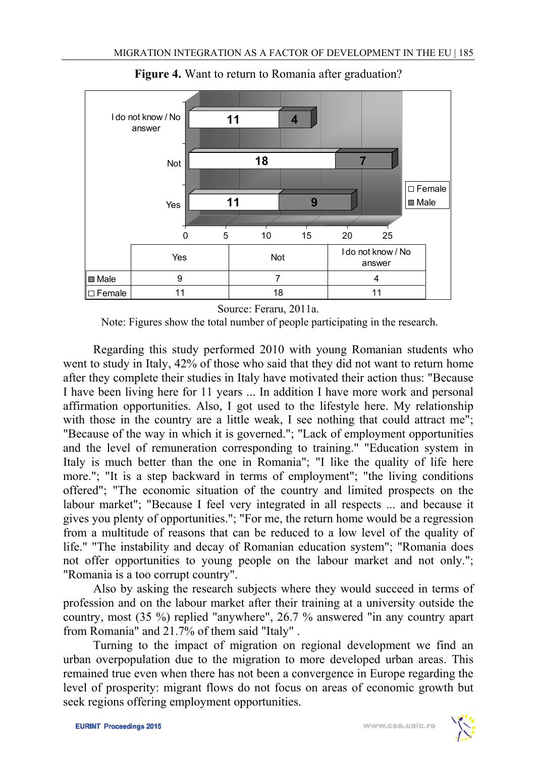**Figure 4.** Want to return to Romania after graduation?

|  | Yes | Not | I do not know / No answer |
|---|---|---|---|
| Male | 9 | 7 | 4 |
| Female | 11 | 18 | 11 |

Source: Feraru, 2011a.

Note: Figures show the total number of people participating in the research.

Regarding this study performed 2010 with young Romanian students who went to study in Italy, 42% of those who said that they did not want to return home after they complete their studies in Italy have motivated their action thus: "Because I have been living here for 11 years ... In addition I have more work and personal affirmation opportunities. Also, I got used to the lifestyle here. My relationship with those in the country are a little weak, I see nothing that could attract me"; "Because of the way in which it is governed."; "Lack of employment opportunities and the level of remuneration corresponding to training." "Education system in Italy is much better than the one in Romania"; "I like the quality of life here more."; "It is a step backward in terms of employment"; "the living conditions offered"; "The economic situation of the country and limited prospects on the labour market"; "Because I feel very integrated in all respects ... and because it gives you plenty of opportunities."; "For me, the return home would be a regression from a multitude of reasons that can be reduced to a low level of the quality of life." "The instability and decay of Romanian education system"; "Romania does not offer opportunities to young people on the labour market and not only."; "Romania is a too corrupt country".

Also by asking the research subjects where they would succeed in terms of profession and on the labour market after their training at a university outside the country, most (35 %) replied "anywhere", 26.7 % answered "in any country apart from Romania" and 21.7% of them said "Italy" .

Turning to the impact of migration on regional development we find an urban overpopulation due to the migration to more developed urban areas. This remained true even when there has not been a convergence in Europe regarding the level of prosperity: migrant flows do not focus on areas of economic growth but seek regions offering employment opportunities.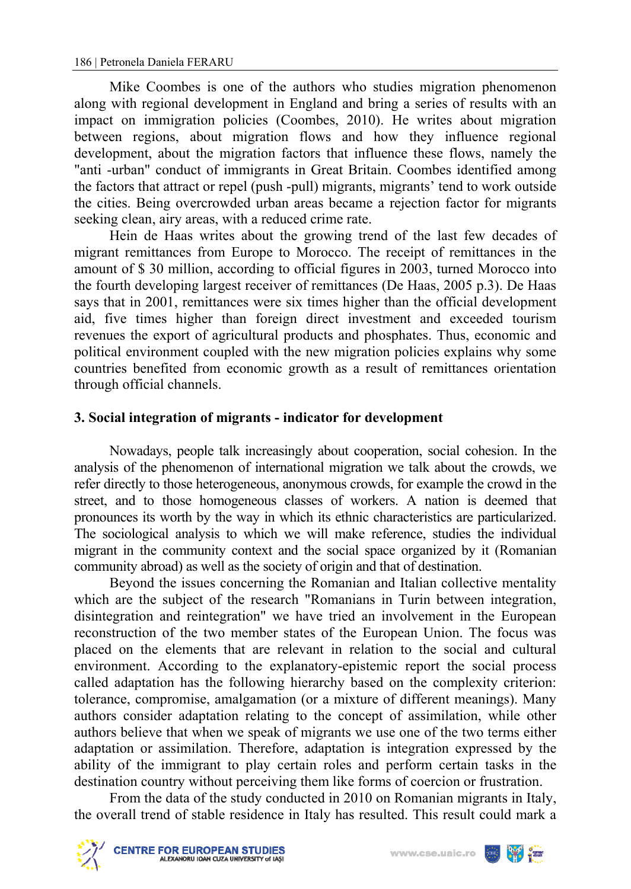Mike Coombes is one of the authors who studies migration phenomenon along with regional development in England and bring a series of results with an impact on immigration policies (Coombes, 2010). He writes about migration between regions, about migration flows and how they influence regional development, about the migration factors that influence these flows, namely the "anti -urban" conduct of immigrants in Great Britain. Coombes identified among the factors that attract or repel (push -pull) migrants, migrants' tend to work outside the cities. Being overcrowded urban areas became a rejection factor for migrants seeking clean, airy areas, with a reduced crime rate.

Hein de Haas writes about the growing trend of the last few decades of migrant remittances from Europe to Morocco. The receipt of remittances in the amount of $ 30 million, according to official figures in 2003, turned Morocco into the fourth developing largest receiver of remittances (De Haas, 2005 p.3). De Haas says that in 2001, remittances were six times higher than the official development aid, five times higher than foreign direct investment and exceeded tourism revenues the export of agricultural products and phosphates. Thus, economic and political environment coupled with the new migration policies explains why some countries benefited from economic growth as a result of remittances orientation through official channels.

## 3. Social integration of migrants - indicator for development

Nowadays, people talk increasingly about cooperation, social cohesion. In the analysis of the phenomenon of international migration we talk about the crowds, we refer directly to those heterogeneous, anonymous crowds, for example the crowd in the street, and to those homogeneous classes of workers. A nation is deemed that pronounces its worth by the way in which its ethnic characteristics are particularized. The sociological analysis to which we will make reference, studies the individual migrant in the community context and the social space organized by it (Romanian community abroad) as well as the society of origin and that of destination.

Beyond the issues concerning the Romanian and Italian collective mentality which are the subject of the research "Romanians in Turin between integration, disintegration and reintegration" we have tried an involvement in the European reconstruction of the two member states of the European Union. The focus was placed on the elements that are relevant in relation to the social and cultural environment. According to the explanatory-epistemic report the social process called adaptation has the following hierarchy based on the complexity criterion: tolerance, compromise, amalgamation (or a mixture of different meanings). Many authors consider adaptation relating to the concept of assimilation, while other authors believe that when we speak of migrants we use one of the two terms either adaptation or assimilation. Therefore, adaptation is integration expressed by the ability of the immigrant to play certain roles and perform certain tasks in the destination country without perceiving them like forms of coercion or frustration.

From the data of the study conducted in 2010 on Romanian migrants in Italy, the overall trend of stable residence in Italy has resulted. This result could mark a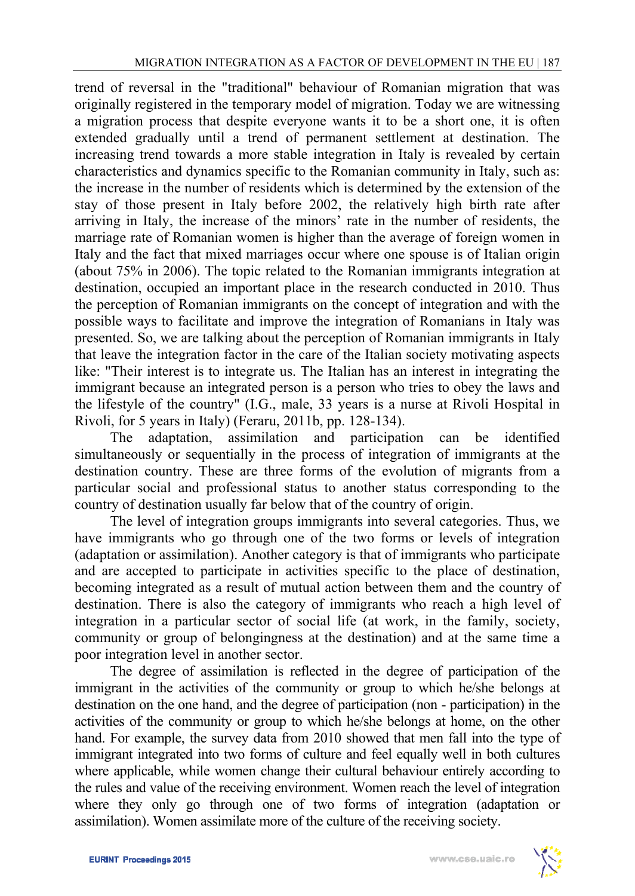trend of reversal in the "traditional" behaviour of Romanian migration that was originally registered in the temporary model of migration. Today we are witnessing a migration process that despite everyone wants it to be a short one, it is often extended gradually until a trend of permanent settlement at destination. The increasing trend towards a more stable integration in Italy is revealed by certain characteristics and dynamics specific to the Romanian community in Italy, such as: the increase in the number of residents which is determined by the extension of the stay of those present in Italy before 2002, the relatively high birth rate after arriving in Italy, the increase of the minors' rate in the number of residents, the marriage rate of Romanian women is higher than the average of foreign women in Italy and the fact that mixed marriages occur where one spouse is of Italian origin (about 75% in 2006). The topic related to the Romanian immigrants integration at destination, occupied an important place in the research conducted in 2010. Thus the perception of Romanian immigrants on the concept of integration and with the possible ways to facilitate and improve the integration of Romanians in Italy was presented. So, we are talking about the perception of Romanian immigrants in Italy that leave the integration factor in the care of the Italian society motivating aspects like: "Their interest is to integrate us. The Italian has an interest in integrating the immigrant because an integrated person is a person who tries to obey the laws and the lifestyle of the country" (I.G., male, 33 years is a nurse at Rivoli Hospital in Rivoli, for 5 years in Italy) (Feraru, 2011b, pp. 128-134).

The adaptation, assimilation and participation can be identified simultaneously or sequentially in the process of integration of immigrants at the destination country. These are three forms of the evolution of migrants from a particular social and professional status to another status corresponding to the country of destination usually far below that of the country of origin.

The level of integration groups immigrants into several categories. Thus, we have immigrants who go through one of the two forms or levels of integration (adaptation or assimilation). Another category is that of immigrants who participate and are accepted to participate in activities specific to the place of destination, becoming integrated as a result of mutual action between them and the country of destination. There is also the category of immigrants who reach a high level of integration in a particular sector of social life (at work, in the family, society, community or group of belongingness at the destination) and at the same time a poor integration level in another sector.

The degree of assimilation is reflected in the degree of participation of the immigrant in the activities of the community or group to which he/she belongs at destination on the one hand, and the degree of participation (non - participation) in the activities of the community or group to which he/she belongs at home, on the other hand. For example, the survey data from 2010 showed that men fall into the type of immigrant integrated into two forms of culture and feel equally well in both cultures where applicable, while women change their cultural behaviour entirely according to the rules and value of the receiving environment. Women reach the level of integration where they only go through one of two forms of integration (adaptation or assimilation). Women assimilate more of the culture of the receiving society.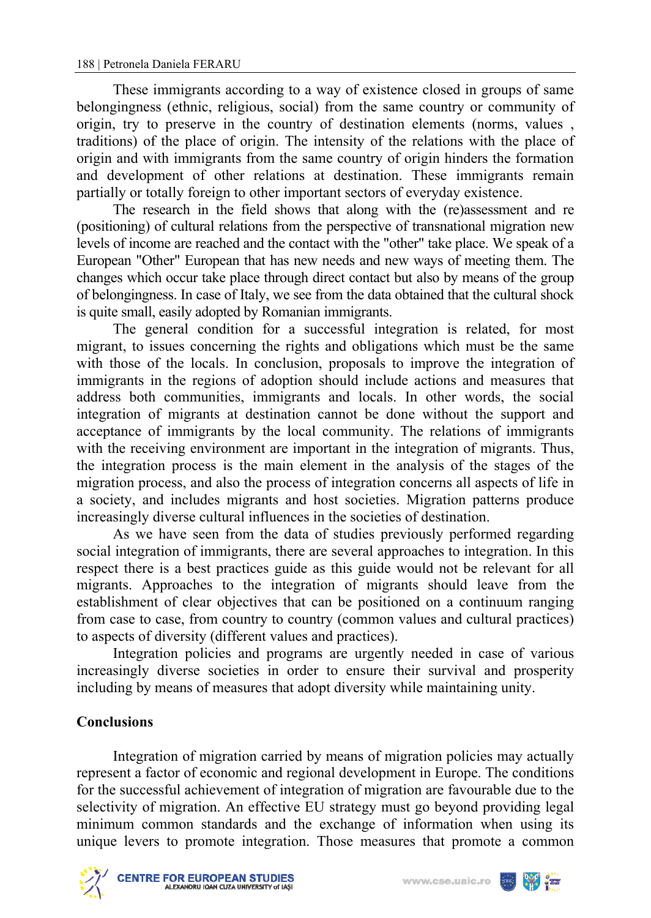These immigrants according to a way of existence closed in groups of same belongingness (ethnic, religious, social) from the same country or community of origin, try to preserve in the country of destination elements (norms, values , traditions) of the place of origin. The intensity of the relations with the place of origin and with immigrants from the same country of origin hinders the formation and development of other relations at destination. These immigrants remain partially or totally foreign to other important sectors of everyday existence.

The research in the field shows that along with the (re)assessment and re (positioning) of cultural relations from the perspective of transnational migration new levels of income are reached and the contact with the "other" take place. We speak of a European "Other" European that has new needs and new ways of meeting them. The changes which occur take place through direct contact but also by means of the group of belongingness. In case of Italy, we see from the data obtained that the cultural shock is quite small, easily adopted by Romanian immigrants.

The general condition for a successful integration is related, for most migrant, to issues concerning the rights and obligations which must be the same with those of the locals. In conclusion, proposals to improve the integration of immigrants in the regions of adoption should include actions and measures that address both communities, immigrants and locals. In other words, the social integration of migrants at destination cannot be done without the support and acceptance of immigrants by the local community. The relations of immigrants with the receiving environment are important in the integration of migrants. Thus, the integration process is the main element in the analysis of the stages of the migration process, and also the process of integration concerns all aspects of life in a society, and includes migrants and host societies. Migration patterns produce increasingly diverse cultural influences in the societies of destination.

As we have seen from the data of studies previously performed regarding social integration of immigrants, there are several approaches to integration. In this respect there is a best practices guide as this guide would not be relevant for all migrants. Approaches to the integration of migrants should leave from the establishment of clear objectives that can be positioned on a continuum ranging from case to case, from country to country (common values and cultural practices) to aspects of diversity (different values and practices).

Integration policies and programs are urgently needed in case of various increasingly diverse societies in order to ensure their survival and prosperity including by means of measures that adopt diversity while maintaining unity.

## Conclusions

Integration of migration carried by means of migration policies may actually represent a factor of economic and regional development in Europe. The conditions for the successful achievement of integration of migration are favourable due to the selectivity of migration. An effective EU strategy must go beyond providing legal minimum common standards and the exchange of information when using its unique levers to promote integration. Those measures that promote a common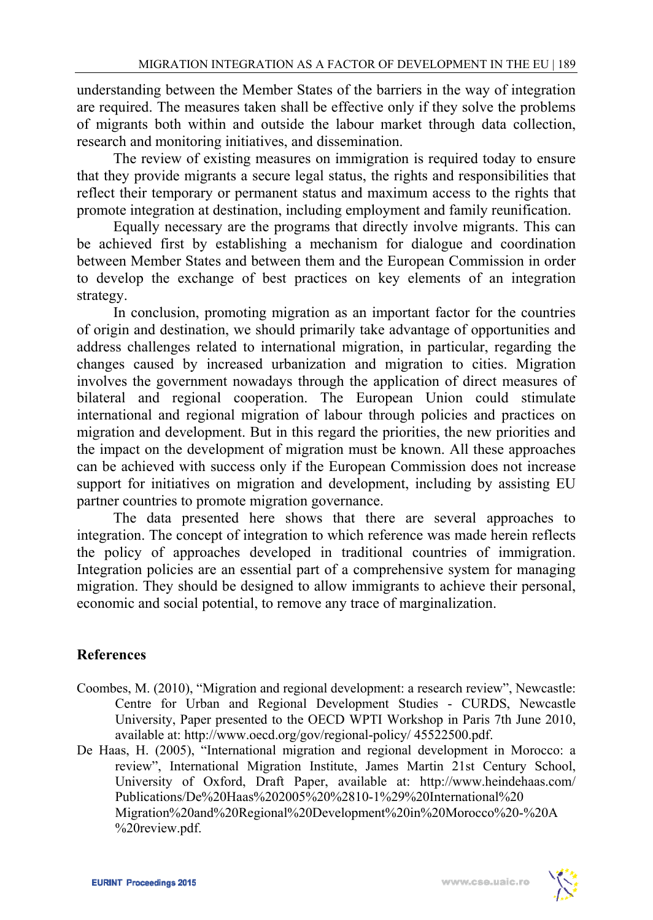understanding between the Member States of the barriers in the way of integration are required. The measures taken shall be effective only if they solve the problems of migrants both within and outside the labour market through data collection, research and monitoring initiatives, and dissemination.

The review of existing measures on immigration is required today to ensure that they provide migrants a secure legal status, the rights and responsibilities that reflect their temporary or permanent status and maximum access to the rights that promote integration at destination, including employment and family reunification.

Equally necessary are the programs that directly involve migrants. This can be achieved first by establishing a mechanism for dialogue and coordination between Member States and between them and the European Commission in order to develop the exchange of best practices on key elements of an integration strategy.

In conclusion, promoting migration as an important factor for the countries of origin and destination, we should primarily take advantage of opportunities and address challenges related to international migration, in particular, regarding the changes caused by increased urbanization and migration to cities. Migration involves the government nowadays through the application of direct measures of bilateral and regional cooperation. The European Union could stimulate international and regional migration of labour through policies and practices on migration and development. But in this regard the priorities, the new priorities and the impact on the development of migration must be known. All these approaches can be achieved with success only if the European Commission does not increase support for initiatives on migration and development, including by assisting EU partner countries to promote migration governance.

The data presented here shows that there are several approaches to integration. The concept of integration to which reference was made herein reflects the policy of approaches developed in traditional countries of immigration. Integration policies are an essential part of a comprehensive system for managing migration. They should be designed to allow immigrants to achieve their personal, economic and social potential, to remove any trace of marginalization.

## References

Coombes, M. (2010), "Migration and regional development: a research review", Newcastle: Centre for Urban and Regional Development Studies - CURDS, Newcastle University, Paper presented to the OECD WPTI Workshop in Paris 7th June 2010, available at: http://www.oecd.org/gov/regional-policy/ 45522500.pdf.

De Haas, H. (2005), "International migration and regional development in Morocco: a review", International Migration Institute, James Martin 21st Century School, University of Oxford, Draft Paper, available at: http://www.heindehaas.com/Publications/De%20Haas%202005%20%2810-1%29%20International%20Migration%20and%20Regional%20Development%20in%20Morocco%20-%20A%20review.pdf.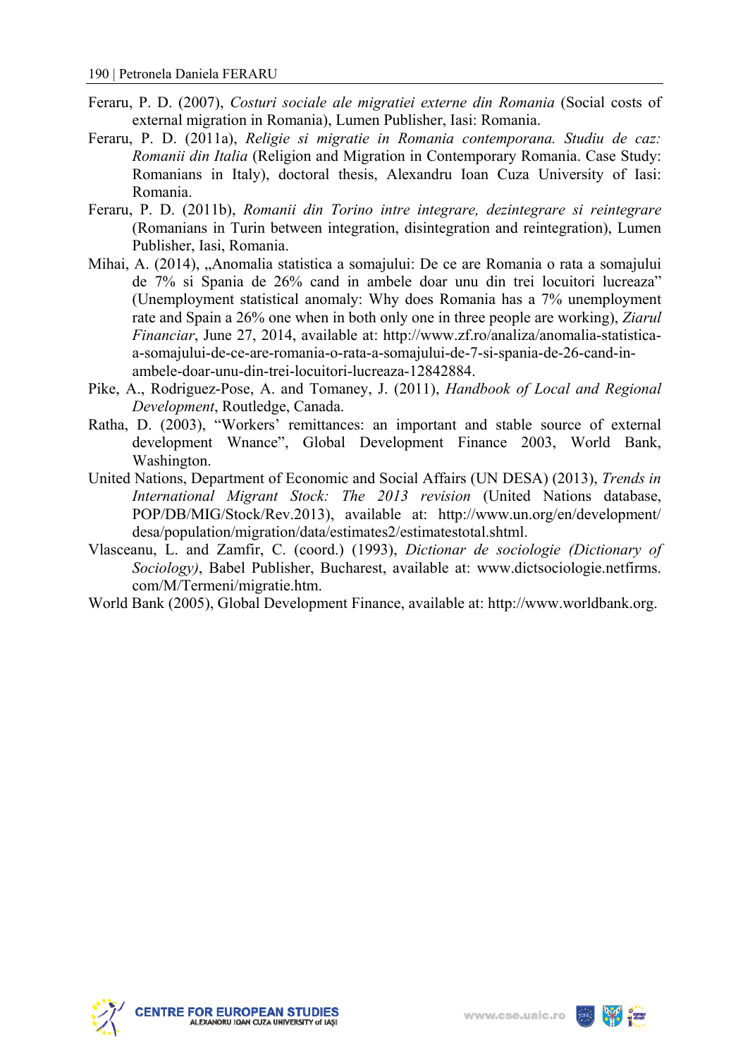Feraru, P. D. (2007), *Costuri sociale ale migratiei externe din Romania* (Social costs of external migration in Romania), Lumen Publisher, Iasi: Romania.

Feraru, P. D. (2011a), *Religie si migratie in Romania contemporana. Studiu de caz: Romanii din Italia* (Religion and Migration in Contemporary Romania. Case Study: Romanians in Italy), doctoral thesis, Alexandru Ioan Cuza University of Iasi: Romania.

Feraru, P. D. (2011b), *Romanii din Torino intre integrare, dezintegrare si reintegrare* (Romanians in Turin between integration, disintegration and reintegration), Lumen Publisher, Iasi, Romania.

Mihai, A. (2014), „Anomalia statistica a somajului: De ce are Romania o rata a somajului de 7% si Spania de 26% cand in ambele doar unu din trei locuitori lucreaza" (Unemployment statistical anomaly: Why does Romania has a 7% unemployment rate and Spain a 26% one when in both only one in three people are working), *Ziarul Financiar*, June 27, 2014, available at: http://www.zf.ro/analiza/anomalia-statistica-a-somajului-de-ce-are-romania-o-rata-a-somajului-de-7-si-spania-de-26-cand-in-ambele-doar-unu-din-trei-locuitori-lucreaza-12842884.

Pike, A., Rodriguez-Pose, A. and Tomaney, J. (2011), *Handbook of Local and Regional Development*, Routledge, Canada.

Ratha, D. (2003), "Workers' remittances: an important and stable source of external development Wnance", Global Development Finance 2003, World Bank, Washington.

United Nations, Department of Economic and Social Affairs (UN DESA) (2013), *Trends in International Migrant Stock: The 2013 revision* (United Nations database, POP/DB/MIG/Stock/Rev.2013), available at: http://www.un.org/en/development/desa/population/migration/data/estimates2/estimatestotal.shtml.

Vlasceanu, L. and Zamfir, C. (coord.) (1993), *Dictionar de sociologie (Dictionary of Sociology)*, Babel Publisher, Bucharest, available at: www.dictsociologie.netfirms.com/M/Termeni/migratie.htm.

World Bank (2005), Global Development Finance, available at: http://www.worldbank.org.